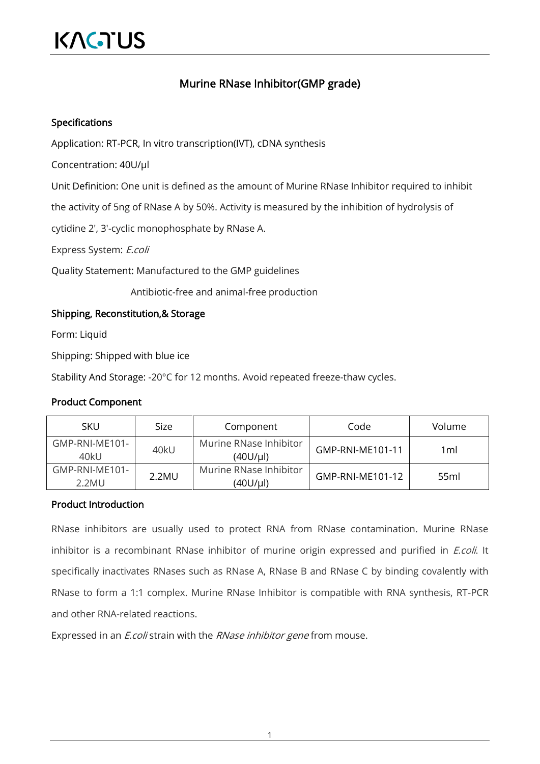KACTUS

# Murine RNase Inhibitor(GMP grade)

## Specifications

Application: RT-PCR, In vitro transcription(IVT), cDNA synthesis

Concentration: 40U/μl

Unit Definition: One unit is defined as the amount of Murine RNase Inhibitor required to inhibit the activity of 5ng of RNase A by 50%. Activity is measured by the inhibition of hydrolysis of cytidine 2', 3'-cyclic monophosphate by RNase A.

Express System: *E.coli*

Quality Statement: Manufactured to the GMP guidelines

Antibiotic-free and animal-free production

## Shipping, Reconstitution,& Storage

Form: Liquid

Shipping: Shipped with blue ice

Stability And Storage: -20°C for 12 months. Avoid repeated freeze-thaw cycles.

## Product Component

| SKU | Size | Component | Code | Volume |
|---|---|---|---|---|
| GMP-RNI-ME101-40kU | 40kU | Murine RNase Inhibitor (40U/μl) | GMP-RNI-ME101-11 | 1ml |
| GMP-RNI-ME101-2.2MU | 2.2MU | Murine RNase Inhibitor (40U/μl) | GMP-RNI-ME101-12 | 55ml |

## Product Introduction

RNase inhibitors are usually used to protect RNA from RNase contamination. Murine RNase inhibitor is a recombinant RNase inhibitor of murine origin expressed and purified in *E.coli*. It specifically inactivates RNases such as RNase A, RNase B and RNase C by binding covalently with RNase to form a 1:1 complex. Murine RNase Inhibitor is compatible with RNA synthesis, RT-PCR and other RNA-related reactions.

Expressed in an *E.coli* strain with the *RNase inhibitor gene* from mouse.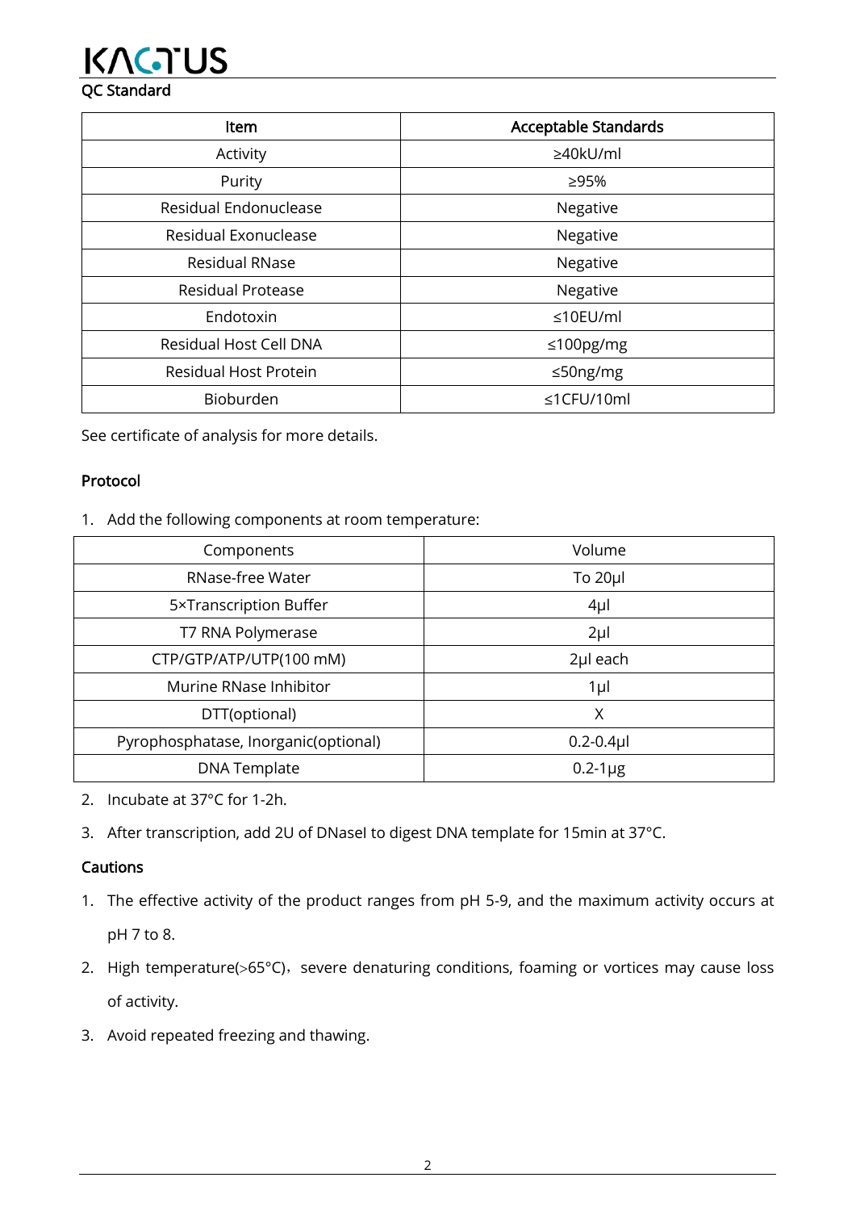KACTUS

## QC Standard

| Item | Acceptable Standards |
|---|---|
| Activity | ≥40kU/ml |
| Purity | ≥95% |
| Residual Endonuclease | Negative |
| Residual Exonuclease | Negative |
| Residual RNase | Negative |
| Residual Protease | Negative |
| Endotoxin | ≤10EU/ml |
| Residual Host Cell DNA | ≤100pg/mg |
| Residual Host Protein | ≤50ng/mg |
| Bioburden | ≤1CFU/10ml |

See certificate of analysis for more details.

## Protocol

1. Add the following components at room temperature:

| Components | Volume |
|---|---|
| RNase-free Water | To 20μl |
| 5×Transcription Buffer | 4μl |
| T7 RNA Polymerase | 2μl |
| CTP/GTP/ATP/UTP(100 mM) | 2μl each |
| Murine RNase Inhibitor | 1μl |
| DTT(optional) | X |
| Pyrophosphatase, Inorganic(optional) | 0.2-0.4μl |
| DNA Template | 0.2-1μg |

2. Incubate at 37°C for 1-2h.
3. After transcription, add 2U of DNaseI to digest DNA template for 15min at 37°C.

## Cautions

1. The effective activity of the product ranges from pH 5-9, and the maximum activity occurs at pH 7 to 8.
2. High temperature(>65°C)，severe denaturing conditions, foaming or vortices may cause loss of activity.
3. Avoid repeated freezing and thawing.